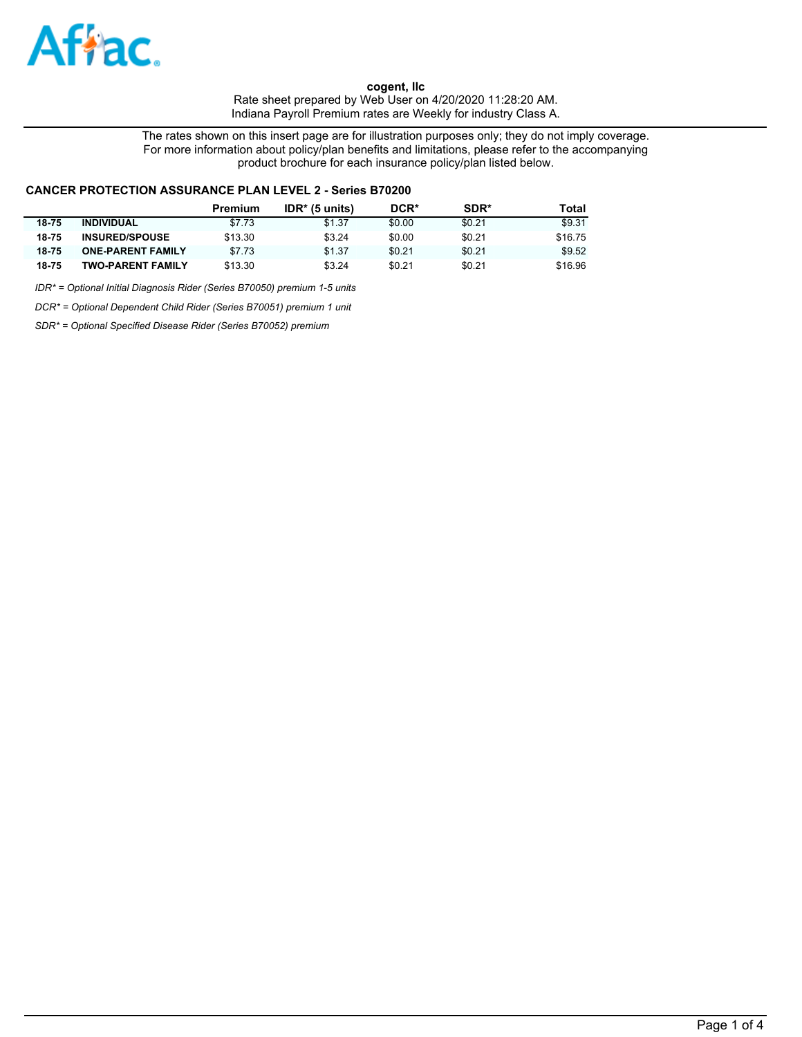**cogent, llc**

Rate sheet prepared by Web User on 4/20/2020 11:28:20 AM.
Indiana Payroll Premium rates are Weekly for industry Class A.

The rates shown on this insert page are for illustration purposes only; they do not imply coverage.
For more information about policy/plan benefits and limitations, please refer to the accompanying product brochure for each insurance policy/plan listed below.

### CANCER PROTECTION ASSURANCE PLAN LEVEL 2 - Series B70200

| | | Premium | IDR* (5 units) | DCR* | SDR* | Total |
|---|---|---|---|---|---|---|
| **18-75** | **INDIVIDUAL** | $7.73 | $1.37 | $0.00 | $0.21 | $9.31 |
| **18-75** | **INSURED/SPOUSE** | $13.30 | $3.24 | $0.00 | $0.21 | $16.75 |
| **18-75** | **ONE-PARENT FAMILY** | $7.73 | $1.37 | $0.21 | $0.21 | $9.52 |
| **18-75** | **TWO-PARENT FAMILY** | $13.30 | $3.24 | $0.21 | $0.21 | $16.96 |

*IDR* = Optional Initial Diagnosis Rider (Series B70050) premium 1-5 units*

*DCR* = Optional Dependent Child Rider (Series B70051) premium 1 unit*

*SDR* = Optional Specified Disease Rider (Series B70052) premium*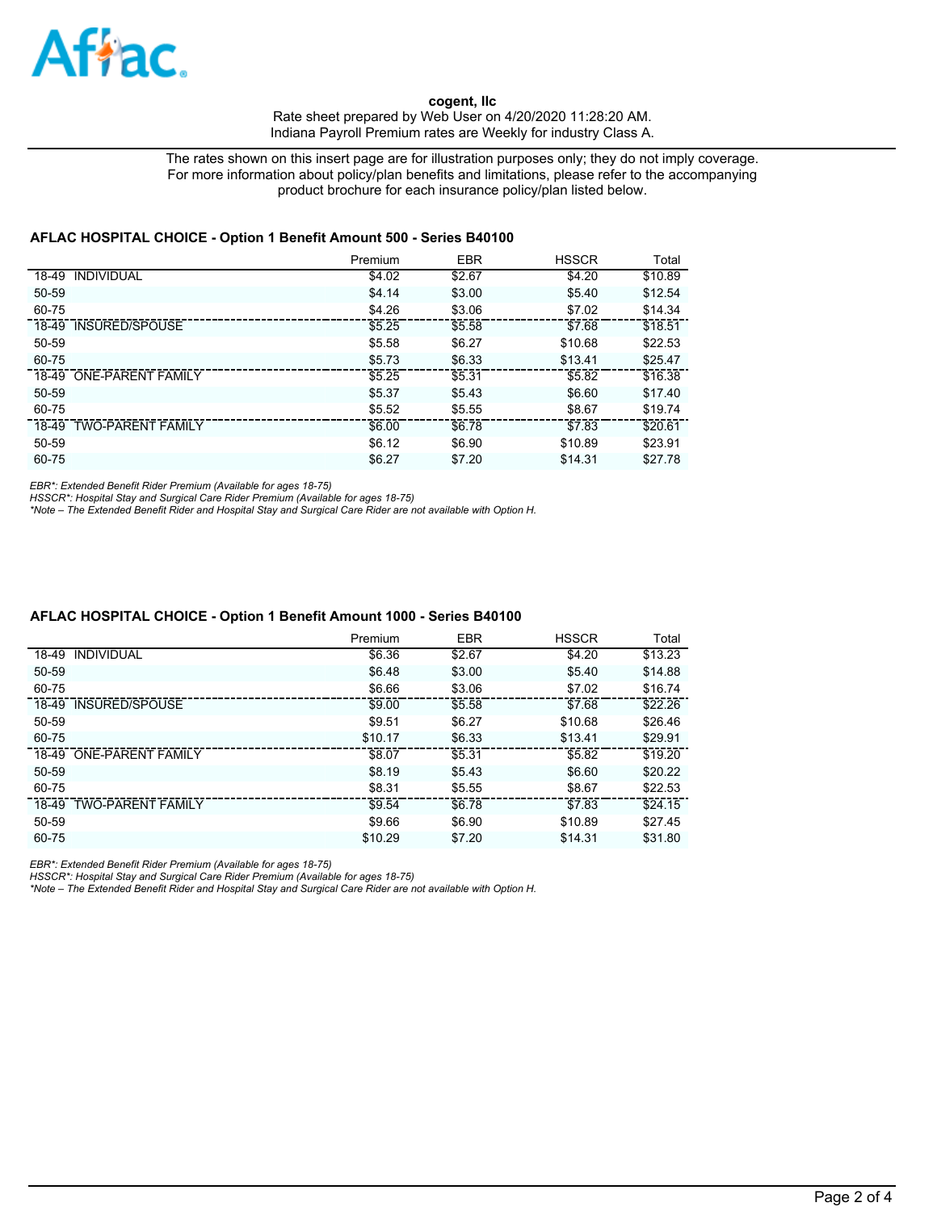**cogent, llc**
Rate sheet prepared by Web User on 4/20/2020 11:28:20 AM.
Indiana Payroll Premium rates are Weekly for industry Class A.

The rates shown on this insert page are for illustration purposes only; they do not imply coverage. For more information about policy/plan benefits and limitations, please refer to the accompanying product brochure for each insurance policy/plan listed below.

### AFLAC HOSPITAL CHOICE - Option 1 Benefit Amount 500 - Series B40100

| | Premium | EBR | HSSCR | Total |
|---|---|---|---|---|
| 18-49 INDIVIDUAL | $4.02 | $2.67 | $4.20 | $10.89 |
| 50-59 | $4.14 | $3.00 | $5.40 | $12.54 |
| 60-75 | $4.26 | $3.06 | $7.02 | $14.34 |
| 18-49 INSURED/SPOUSE | $5.25 | $5.58 | $7.68 | $18.51 |
| 50-59 | $5.58 | $6.27 | $10.68 | $22.53 |
| 60-75 | $5.73 | $6.33 | $13.41 | $25.47 |
| 18-49 ONE-PARENT FAMILY | $5.25 | $5.31 | $5.82 | $16.38 |
| 50-59 | $5.37 | $5.43 | $6.60 | $17.40 |
| 60-75 | $5.52 | $5.55 | $8.67 | $19.74 |
| 18-49 TWO-PARENT FAMILY | $6.00 | $6.78 | $7.83 | $20.61 |
| 50-59 | $6.12 | $6.90 | $10.89 | $23.91 |
| 60-75 | $6.27 | $7.20 | $14.31 | $27.78 |

*EBR*: Extended Benefit Rider Premium (Available for ages 18-75)*
*HSSCR*: Hospital Stay and Surgical Care Rider Premium (Available for ages 18-75)*
**Note – The Extended Benefit Rider and Hospital Stay and Surgical Care Rider are not available with Option H.*

### AFLAC HOSPITAL CHOICE - Option 1 Benefit Amount 1000 - Series B40100

| | Premium | EBR | HSSCR | Total |
|---|---|---|---|---|
| 18-49 INDIVIDUAL | $6.36 | $2.67 | $4.20 | $13.23 |
| 50-59 | $6.48 | $3.00 | $5.40 | $14.88 |
| 60-75 | $6.66 | $3.06 | $7.02 | $16.74 |
| 18-49 INSURED/SPOUSE | $9.00 | $5.58 | $7.68 | $22.26 |
| 50-59 | $9.51 | $6.27 | $10.68 | $26.46 |
| 60-75 | $10.17 | $6.33 | $13.41 | $29.91 |
| 18-49 ONE-PARENT FAMILY | $8.07 | $5.31 | $5.82 | $19.20 |
| 50-59 | $8.19 | $5.43 | $6.60 | $20.22 |
| 60-75 | $8.31 | $5.55 | $8.67 | $22.53 |
| 18-49 TWO-PARENT FAMILY | $9.54 | $6.78 | $7.83 | $24.15 |
| 50-59 | $9.66 | $6.90 | $10.89 | $27.45 |
| 60-75 | $10.29 | $7.20 | $14.31 | $31.80 |

*EBR*: Extended Benefit Rider Premium (Available for ages 18-75)*
*HSSCR*: Hospital Stay and Surgical Care Rider Premium (Available for ages 18-75)*
**Note – The Extended Benefit Rider and Hospital Stay and Surgical Care Rider are not available with Option H.*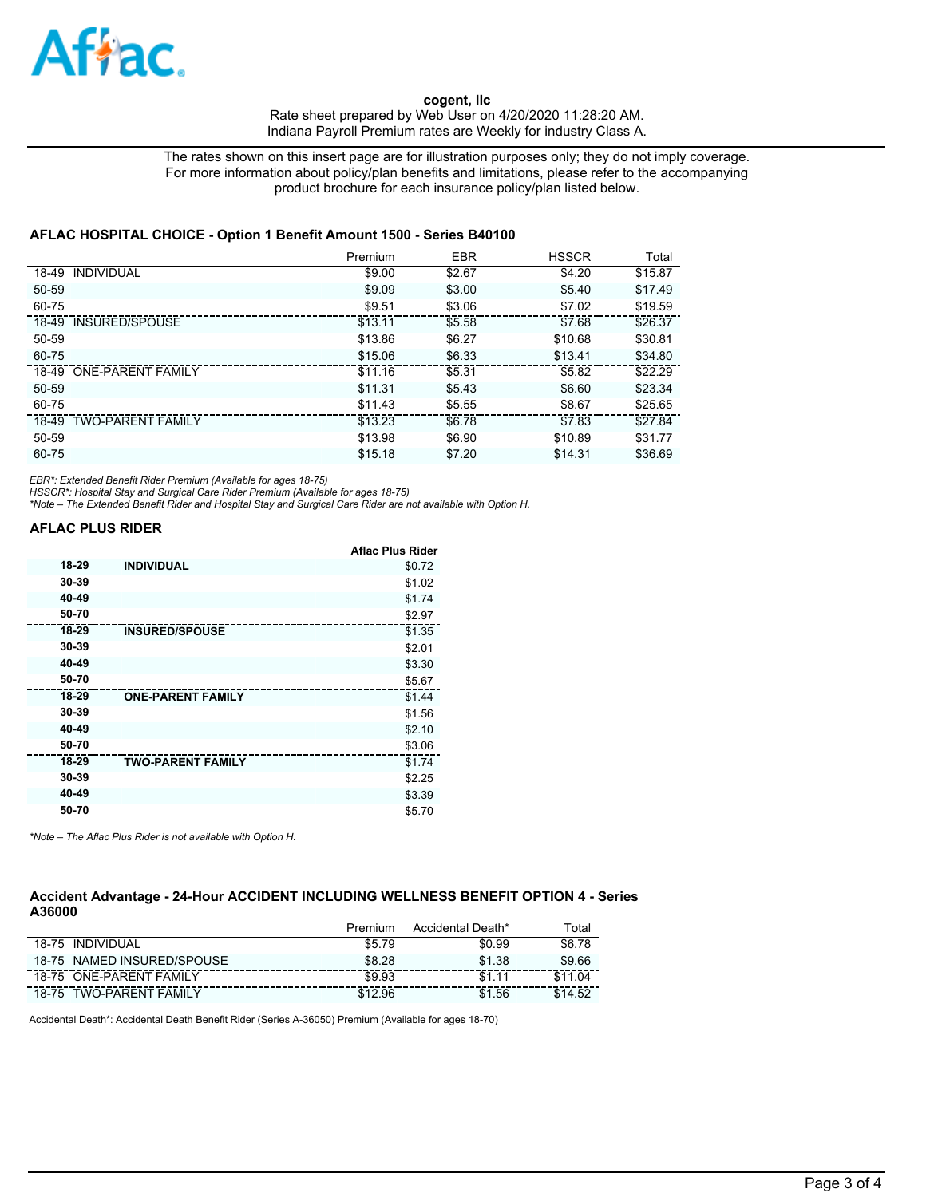**cogent, llc**
Rate sheet prepared by Web User on 4/20/2020 11:28:20 AM.
Indiana Payroll Premium rates are Weekly for industry Class A.

The rates shown on this insert page are for illustration purposes only; they do not imply coverage.
For more information about policy/plan benefits and limitations, please refer to the accompanying product brochure for each insurance policy/plan listed below.

## AFLAC HOSPITAL CHOICE - Option 1 Benefit Amount 1500 - Series B40100

| | Premium | EBR | HSSCR | Total |
|---|---|---|---|---|
| 18-49 INDIVIDUAL | $9.00 | $2.67 | $4.20 | $15.87 |
| 50-59 | $9.09 | $3.00 | $5.40 | $17.49 |
| 60-75 | $9.51 | $3.06 | $7.02 | $19.59 |
| 18-49 INSURED/SPOUSE | $13.11 | $5.58 | $7.68 | $26.37 |
| 50-59 | $13.86 | $6.27 | $10.68 | $30.81 |
| 60-75 | $15.06 | $6.33 | $13.41 | $34.80 |
| 18-49 ONE-PARENT FAMILY | $11.16 | $5.31 | $5.82 | $22.29 |
| 50-59 | $11.31 | $5.43 | $6.60 | $23.34 |
| 60-75 | $11.43 | $5.55 | $8.67 | $25.65 |
| 18-49 TWO-PARENT FAMILY | $13.23 | $6.78 | $7.83 | $27.84 |
| 50-59 | $13.98 | $6.90 | $10.89 | $31.77 |
| 60-75 | $15.18 | $7.20 | $14.31 | $36.69 |

*EBR*: Extended Benefit Rider Premium (Available for ages 18-75)*
*HSSCR*: Hospital Stay and Surgical Care Rider Premium (Available for ages 18-75)*
**Note – The Extended Benefit Rider and Hospital Stay and Surgical Care Rider are not available with Option H.*

## AFLAC PLUS RIDER

| | | Aflac Plus Rider |
|---|---|---|
| **18-29** | **INDIVIDUAL** | $0.72 |
| **30-39** | | $1.02 |
| **40-49** | | $1.74 |
| **50-70** | | $2.97 |
| **18-29** | **INSURED/SPOUSE** | $1.35 |
| **30-39** | | $2.01 |
| **40-49** | | $3.30 |
| **50-70** | | $5.67 |
| **18-29** | **ONE-PARENT FAMILY** | $1.44 |
| **30-39** | | $1.56 |
| **40-49** | | $2.10 |
| **50-70** | | $3.06 |
| **18-29** | **TWO-PARENT FAMILY** | $1.74 |
| **30-39** | | $2.25 |
| **40-49** | | $3.39 |
| **50-70** | | $5.70 |

**Note – The Aflac Plus Rider is not available with Option H.*

## Accident Advantage - 24-Hour ACCIDENT INCLUDING WELLNESS BENEFIT OPTION 4 - Series A36000

| | Premium | Accidental Death* | Total |
|---|---|---|---|
| 18-75 INDIVIDUAL | $5.79 | $0.99 | $6.78 |
| 18-75 NAMED INSURED/SPOUSE | $8.28 | $1.38 | $9.66 |
| 18-75 ONE-PARENT FAMILY | $9.93 | $1.11 | $11.04 |
| 18-75 TWO-PARENT FAMILY | $12.96 | $1.56 | $14.52 |

Accidental Death*: Accidental Death Benefit Rider (Series A-36050) Premium (Available for ages 18-70)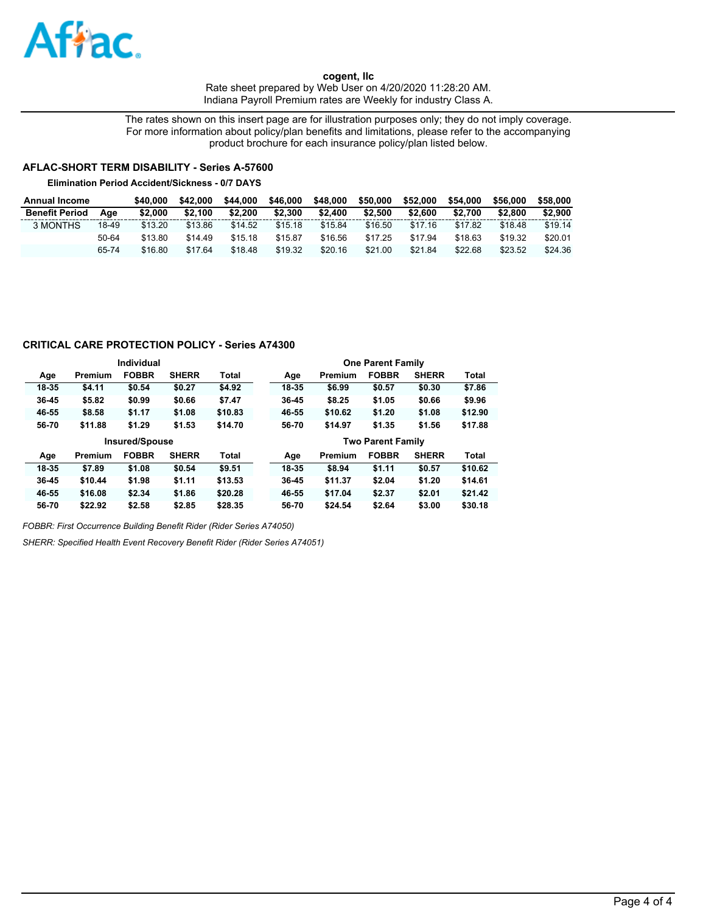**cogent, llc**
Rate sheet prepared by Web User on 4/20/2020 11:28:20 AM.
Indiana Payroll Premium rates are Weekly for industry Class A.

The rates shown on this insert page are for illustration purposes only; they do not imply coverage. For more information about policy/plan benefits and limitations, please refer to the accompanying product brochure for each insurance policy/plan listed below.

## AFLAC-SHORT TERM DISABILITY - Series A-57600

**Elimination Period Accident/Sickness - 0/7 DAYS**

| Annual Income | | $40,000 | $42,000 | $44,000 | $46,000 | $48,000 | $50,000 | $52,000 | $54,000 | $56,000 | $58,000 |
|---|---|---|---|---|---|---|---|---|---|---|---|
| **Benefit Period** | **Age** | **$2,000** | **$2,100** | **$2,200** | **$2,300** | **$2,400** | **$2,500** | **$2,600** | **$2,700** | **$2,800** | **$2,900** |
| 3 MONTHS | 18-49 | $13.20 | $13.86 | $14.52 | $15.18 | $15.84 | $16.50 | $17.16 | $17.82 | $18.48 | $19.14 |
| | 50-64 | $13.80 | $14.49 | $15.18 | $15.87 | $16.56 | $17.25 | $17.94 | $18.63 | $19.32 | $20.01 |
| | 65-74 | $16.80 | $17.64 | $18.48 | $19.32 | $20.16 | $21.00 | $21.84 | $22.68 | $23.52 | $24.36 |

## CRITICAL CARE PROTECTION POLICY - Series A74300

| Individual | | | | | One Parent Family | | | | |
|---|---|---|---|---|---|---|---|---|---|
| **Age** | **Premium** | **FOBBR** | **SHERR** | **Total** | **Age** | **Premium** | **FOBBR** | **SHERR** | **Total** |
| 18-35 | $4.11 | $0.54 | $0.27 | $4.92 | 18-35 | $6.99 | $0.57 | $0.30 | $7.86 |
| 36-45 | $5.82 | $0.99 | $0.66 | $7.47 | 36-45 | $8.25 | $1.05 | $0.66 | $9.96 |
| 46-55 | $8.58 | $1.17 | $1.08 | $10.83 | 46-55 | $10.62 | $1.20 | $1.08 | $12.90 |
| 56-70 | $11.88 | $1.29 | $1.53 | $14.70 | 56-70 | $14.97 | $1.35 | $1.56 | $17.88 |
| **Insured/Spouse** | | | | | **Two Parent Family** | | | | |
| **Age** | **Premium** | **FOBBR** | **SHERR** | **Total** | **Age** | **Premium** | **FOBBR** | **SHERR** | **Total** |
| 18-35 | $7.89 | $1.08 | $0.54 | $9.51 | 18-35 | $8.94 | $1.11 | $0.57 | $10.62 |
| 36-45 | $10.44 | $1.98 | $1.11 | $13.53 | 36-45 | $11.37 | $2.04 | $1.20 | $14.61 |
| 46-55 | $16.08 | $2.34 | $1.86 | $20.28 | 46-55 | $17.04 | $2.37 | $2.01 | $21.42 |
| 56-70 | $22.92 | $2.58 | $2.85 | $28.35 | 56-70 | $24.54 | $2.64 | $3.00 | $30.18 |

*FOBBR: First Occurrence Building Benefit Rider (Rider Series A74050)*

*SHERR: Specified Health Event Recovery Benefit Rider (Rider Series A74051)*